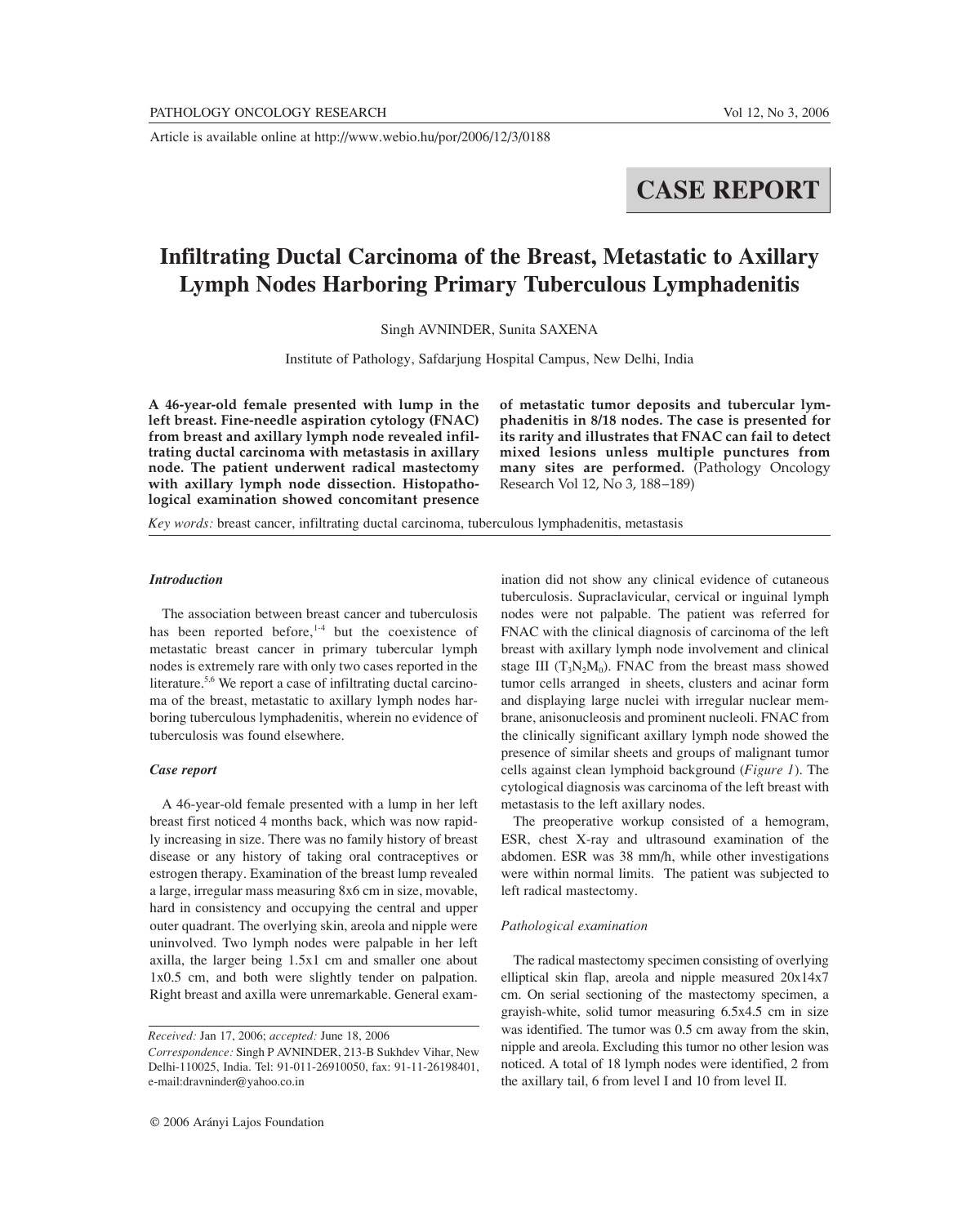Article is available online at http://www.webio.hu/por/2006/12/3/0188

CASE REPORT

# Infiltrating Ductal Carcinoma of the Breast, Metastatic to Axillary Lymph Nodes Harboring Primary Tuberculous Lymphadenitis

Singh AVNINDER, Sunita SAXENA

Institute of Pathology, Safdarjung Hospital Campus, New Delhi, India

**A 46-year-old female presented with lump in the left breast. Fine-needle aspiration cytology (FNAC) from breast and axillary lymph node revealed infiltrating ductal carcinoma with metastasis in axillary node. The patient underwent radical mastectomy with axillary lymph node dissection. Histopathological examination showed concomitant presence of metastatic tumor deposits and tubercular lymphadenitis in 8/18 nodes. The case is presented for its rarity and illustrates that FNAC can fail to detect mixed lesions unless multiple punctures from many sites are performed.** (Pathology Oncology Research Vol 12, No 3, 188–189)

*Key words:* breast cancer, infiltrating ductal carcinoma, tuberculous lymphadenitis, metastasis

### *Introduction*

The association between breast cancer and tuberculosis has been reported before,[1-4] but the coexistence of metastatic breast cancer in primary tubercular lymph nodes is extremely rare with only two cases reported in the literature.[5,6] We report a case of infiltrating ductal carcinoma of the breast, metastatic to axillary lymph nodes harboring tuberculous lymphadenitis, wherein no evidence of tuberculosis was found elsewhere.

### *Case report*

A 46-year-old female presented with a lump in her left breast first noticed 4 months back, which was now rapidly increasing in size. There was no family history of breast disease or any history of taking oral contraceptives or estrogen therapy. Examination of the breast lump revealed a large, irregular mass measuring 8x6 cm in size, movable, hard in consistency and occupying the central and upper outer quadrant. The overlying skin, areola and nipple were uninvolved. Two lymph nodes were palpable in her left axilla, the larger being 1.5x1 cm and smaller one about 1x0.5 cm, and both were slightly tender on palpation. Right breast and axilla were unremarkable. General examination did not show any clinical evidence of cutaneous tuberculosis. Supraclavicular, cervical or inguinal lymph nodes were not palpable. The patient was referred for FNAC with the clinical diagnosis of carcinoma of the left breast with axillary lymph node involvement and clinical stage III ($T_3N_2M_0$). FNAC from the breast mass showed tumor cells arranged in sheets, clusters and acinar form and displaying large nuclei with irregular nuclear membrane, anisonucleosis and prominent nucleoli. FNAC from the clinically significant axillary lymph node showed the presence of similar sheets and groups of malignant tumor cells against clean lymphoid background (*Figure 1*). The cytological diagnosis was carcinoma of the left breast with metastasis to the left axillary nodes.

The preoperative workup consisted of a hemogram, ESR, chest X-ray and ultrasound examination of the abdomen. ESR was 38 mm/h, while other investigations were within normal limits. The patient was subjected to left radical mastectomy.

### *Pathological examination*

The radical mastectomy specimen consisting of overlying elliptical skin flap, areola and nipple measured 20x14x7 cm. On serial sectioning of the mastectomy specimen, a grayish-white, solid tumor measuring 6.5x4.5 cm in size was identified. The tumor was 0.5 cm away from the skin, nipple and areola. Excluding this tumor no other lesion was noticed. A total of 18 lymph nodes were identified, 2 from the axillary tail, 6 from level I and 10 from level II.

*Received:* Jan 17, 2006; *accepted:* June 18, 2006
*Correspondence:* Singh P AVNINDER, 213-B Sukhdev Vihar, New Delhi-110025, India. Tel: 91-011-26910050, fax: 91-11-26198401, e-mail:dravninder@yahoo.co.in

© 2006 Arányi Lajos Foundation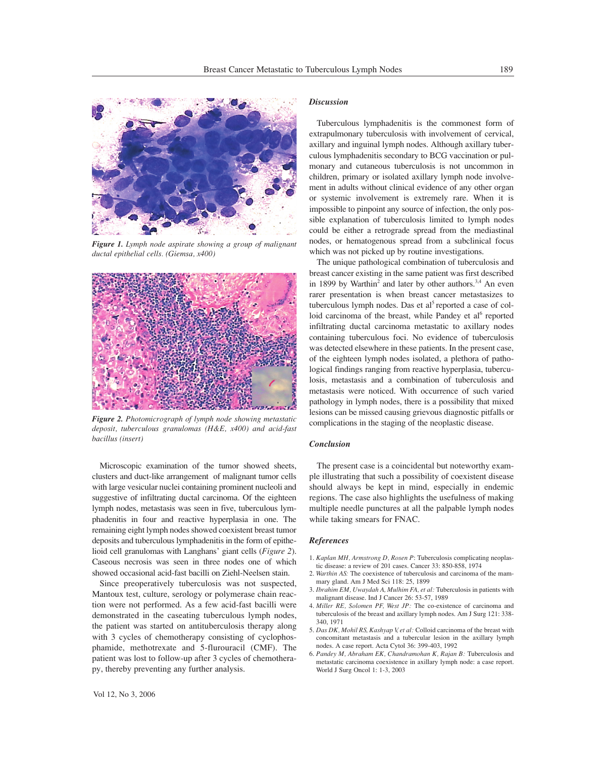*Figure 1. Lymph node aspirate showing a group of malignant ductal epithelial cells. (Giemsa, x400)*

*Figure 2. Photomicrograph of lymph node showing metastatic deposit, tuberculous granulomas (H&E, x400) and acid-fast bacillus (insert)*

Microscopic examination of the tumor showed sheets, clusters and duct-like arrangement of malignant tumor cells with large vesicular nuclei containing prominent nucleoli and suggestive of infiltrating ductal carcinoma. Of the eighteen lymph nodes, metastasis was seen in five, tuberculous lymphadenitis in four and reactive hyperplasia in one. The remaining eight lymph nodes showed coexistent breast tumor deposits and tuberculous lymphadenitis in the form of epithelioid cell granulomas with Langhans' giant cells (*Figure 2*). Caseous necrosis was seen in three nodes one of which showed occasional acid-fast bacilli on Ziehl-Neelsen stain.

Since preoperatively tuberculosis was not suspected, Mantoux test, culture, serology or polymerase chain reaction were not performed. As a few acid-fast bacilli were demonstrated in the caseating tuberculous lymph nodes, the patient was started on antituberculosis therapy along with 3 cycles of chemotherapy consisting of cyclophosphamide, methotrexate and 5-flurouracil (CMF). The patient was lost to follow-up after 3 cycles of chemotherapy, thereby preventing any further analysis.

### *Discussion*

Tuberculous lymphadenitis is the commonest form of extrapulmonary tuberculosis with involvement of cervical, axillary and inguinal lymph nodes. Although axillary tuberculous lymphadenitis secondary to BCG vaccination or pulmonary and cutaneous tuberculosis is not uncommon in children, primary or isolated axillary lymph node involvement in adults without clinical evidence of any other organ or systemic involvement is extremely rare. When it is impossible to pinpoint any source of infection, the only possible explanation of tuberculosis limited to lymph nodes could be either a retrograde spread from the mediastinal nodes, or hematogenous spread from a subclinical focus which was not picked up by routine investigations.

The unique pathological combination of tuberculosis and breast cancer existing in the same patient was first described in 1899 by Warthin[2] and later by other authors.[3,4] An even rarer presentation is when breast cancer metastasizes to tuberculous lymph nodes. Das et al[5] reported a case of colloid carcinoma of the breast, while Pandey et al[6] reported infiltrating ductal carcinoma metastatic to axillary nodes containing tuberculous foci. No evidence of tuberculosis was detected elsewhere in these patients. In the present case, of the eighteen lymph nodes isolated, a plethora of pathological findings ranging from reactive hyperplasia, tuberculosis, metastasis and a combination of tuberculosis and metastasis were noticed. With occurrence of such varied pathology in lymph nodes, there is a possibility that mixed lesions can be missed causing grievous diagnostic pitfalls or complications in the staging of the neoplastic disease.

### *Conclusion*

The present case is a coincidental but noteworthy example illustrating that such a possibility of coexistent disease should always be kept in mind, especially in endemic regions. The case also highlights the usefulness of making multiple needle punctures at all the palpable lymph nodes while taking smears for FNAC.

### *References*

1. *Kaplan MH, Armstrong D, Rosen P*: Tuberculosis complicating neoplastic disease: a review of 201 cases. Cancer 33: 850-858, 1974
2. *Warthin AS:* The coexistence of tuberculosis and carcinoma of the mammary gland. Am J Med Sci 118: 25, 1899
3. *Ibrahim EM, Uwaydah A, Mulhim FA, et al:* Tuberculosis in patients with malignant disease. Ind J Cancer 26: 53-57, 1989
4. *Miller RE, Solomen PF, West JP:* The co-existence of carcinoma and tuberculosis of the breast and axillary lymph nodes. Am J Surg 121: 338-340, 1971
5. *Das DK, Mohil RS, Kashyap V, et al:* Colloid carcinoma of the breast with concomitant metastasis and a tubercular lesion in the axillary lymph nodes. A case report. Acta Cytol 36: 399-403, 1992
6. *Pandey M, Abraham EK, Chandramohan K, Rajan B:* Tuberculosis and metastatic carcinoma coexistence in axillary lymph node: a case report. World J Surg Oncol 1: 1-3, 2003